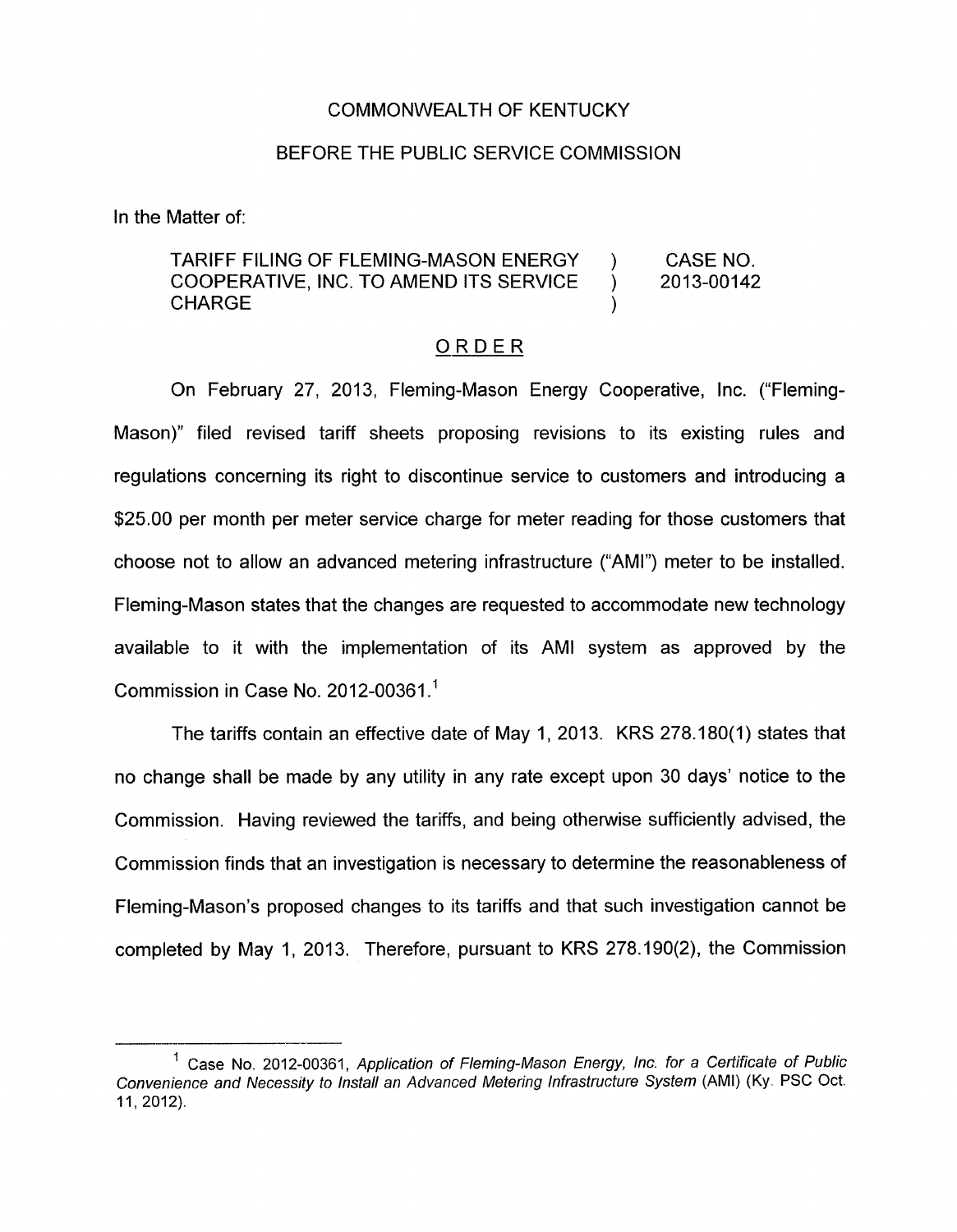COMMONWEALTH OF KENTUCKY

BEFORE THE PUBLIC SERVICE COMMISSION

In the Matter of:

| | | |
|---|---|---|
| TARIFF FILING OF FLEMING-MASON ENERGY COOPERATIVE, INC. TO AMEND ITS SERVICE CHARGE | ) ) ) | CASE NO. 2013-00142 |

## ORDER

On February 27, 2013, Fleming-Mason Energy Cooperative, Inc. ("Fleming-Mason)" filed revised tariff sheets proposing revisions to its existing rules and regulations concerning its right to discontinue service to customers and introducing a $25.00 per month per meter service charge for meter reading for those customers that choose not to allow an advanced metering infrastructure ("AMI") meter to be installed. Fleming-Mason states that the changes are requested to accommodate new technology available to it with the implementation of its AMI system as approved by the Commission in Case No. 2012-00361.[1]

The tariffs contain an effective date of May 1, 2013. KRS 278.180(1) states that no change shall be made by any utility in any rate except upon 30 days' notice to the Commission. Having reviewed the tariffs, and being otherwise sufficiently advised, the Commission finds that an investigation is necessary to determine the reasonableness of Fleming-Mason's proposed changes to its tariffs and that such investigation cannot be completed by May 1, 2013. Therefore, pursuant to KRS 278.190(2), the Commission

---

[1] Case No. 2012-00361, *Application of Fleming-Mason Energy, Inc. for a Certificate of Public Convenience and Necessity to Install an Advanced Metering Infrastructure System* (AMI) (Ky. PSC Oct. 11, 2012).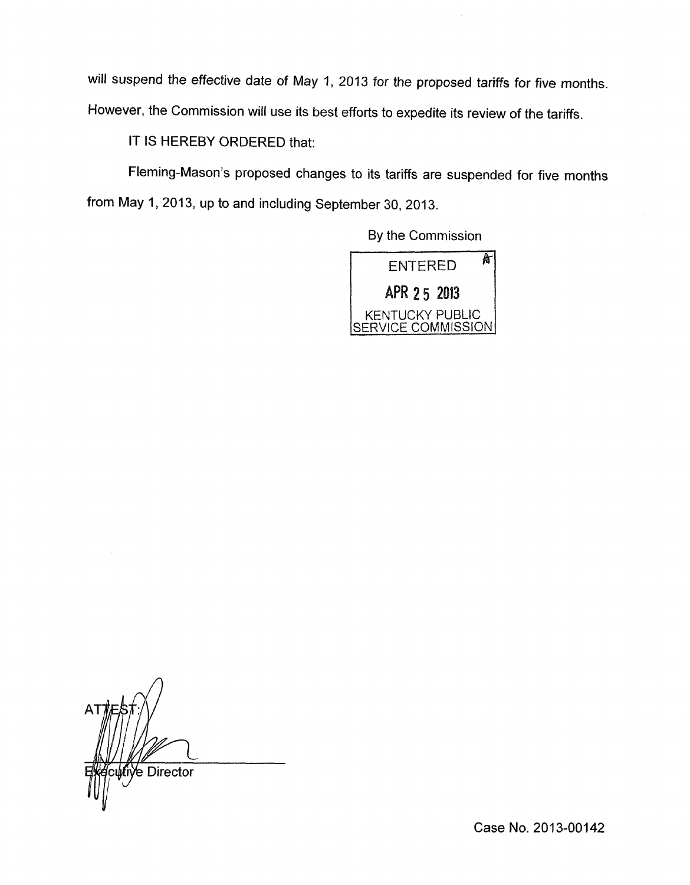will suspend the effective date of May 1, 2013 for the proposed tariffs for five months. However, the Commission will use its best efforts to expedite its review of the tariffs.

IT IS HEREBY ORDERED that:

Fleming-Mason's proposed changes to its tariffs are suspended for five months from May 1, 2013, up to and including September 30, 2013.

By the Commission

ENTERED
APR 25 2013
KENTUCKY PUBLIC SERVICE COMMISSION

ATTEST:

Executive Director

Case No. 2013-00142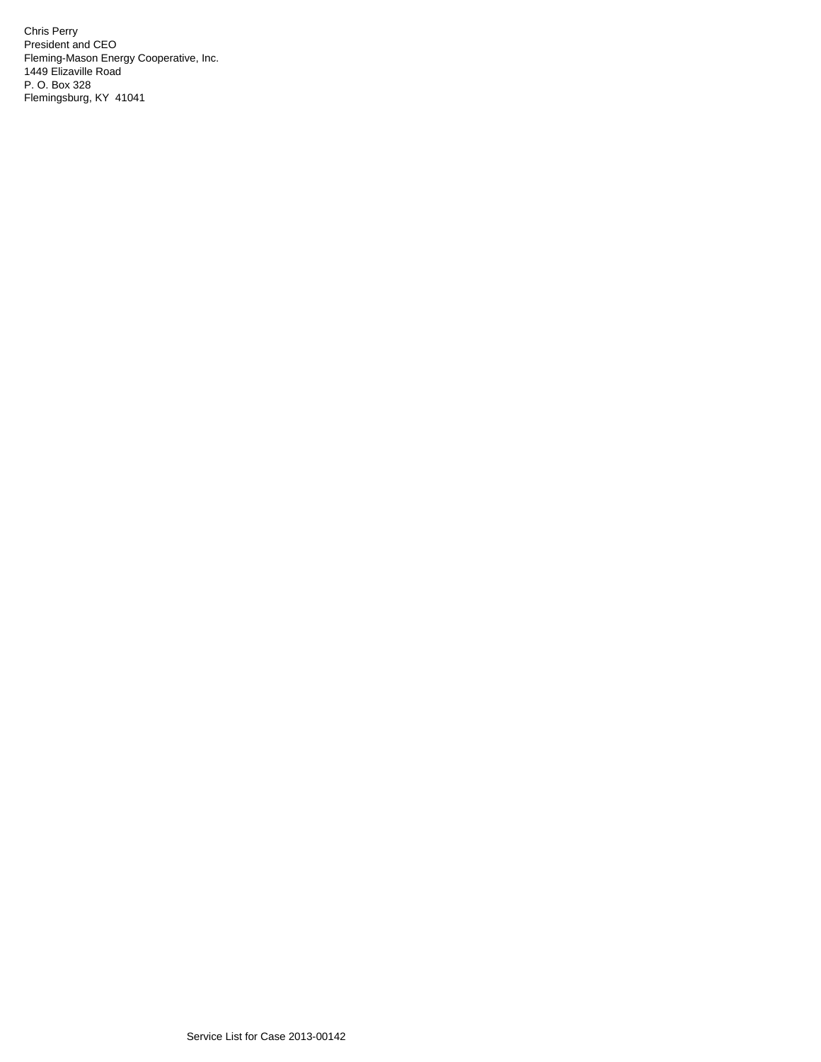Chris Perry
President and CEO
Fleming-Mason Energy Cooperative, Inc.
1449 Elizaville Road
P. O. Box 328
Flemingsburg, KY  41041